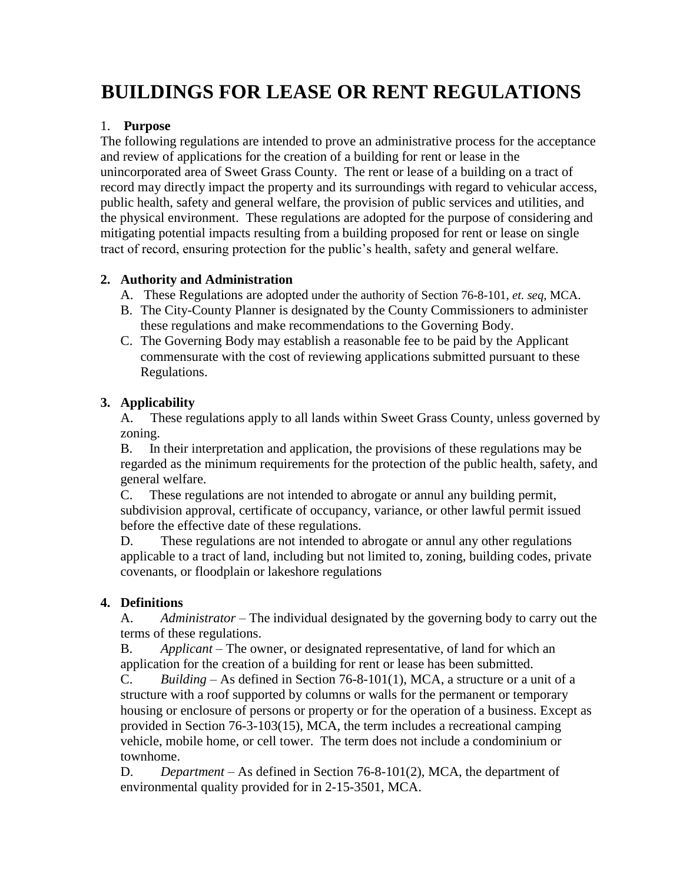# BUILDINGS FOR LEASE OR RENT REGULATIONS

1. **Purpose**

The following regulations are intended to prove an administrative process for the acceptance and review of applications for the creation of a building for rent or lease in the unincorporated area of Sweet Grass County. The rent or lease of a building on a tract of record may directly impact the property and its surroundings with regard to vehicular access, public health, safety and general welfare, the provision of public services and utilities, and the physical environment. These regulations are adopted for the purpose of considering and mitigating potential impacts resulting from a building proposed for rent or lease on single tract of record, ensuring protection for the public's health, safety and general welfare.

2. **Authority and Administration**

   A. These Regulations are adopted under the authority of Section 76-8-101, *et. seq*, MCA.

   B. The City-County Planner is designated by the County Commissioners to administer these regulations and make recommendations to the Governing Body.

   C. The Governing Body may establish a reasonable fee to be paid by the Applicant commensurate with the cost of reviewing applications submitted pursuant to these Regulations.

3. **Applicability**

   A. These regulations apply to all lands within Sweet Grass County, unless governed by zoning.

   B. In their interpretation and application, the provisions of these regulations may be regarded as the minimum requirements for the protection of the public health, safety, and general welfare.

   C. These regulations are not intended to abrogate or annul any building permit, subdivision approval, certificate of occupancy, variance, or other lawful permit issued before the effective date of these regulations.

   D. These regulations are not intended to abrogate or annul any other regulations applicable to a tract of land, including but not limited to, zoning, building codes, private covenants, or floodplain or lakeshore regulations

4. **Definitions**

   A. *Administrator* – The individual designated by the governing body to carry out the terms of these regulations.

   B. *Applicant* – The owner, or designated representative, of land for which an application for the creation of a building for rent or lease has been submitted.

   C. *Building* – As defined in Section 76-8-101(1), MCA, a structure or a unit of a structure with a roof supported by columns or walls for the permanent or temporary housing or enclosure of persons or property or for the operation of a business. Except as provided in Section 76-3-103(15), MCA, the term includes a recreational camping vehicle, mobile home, or cell tower. The term does not include a condominium or townhome.

   D. *Department* – As defined in Section 76-8-101(2), MCA, the department of environmental quality provided for in 2-15-3501, MCA.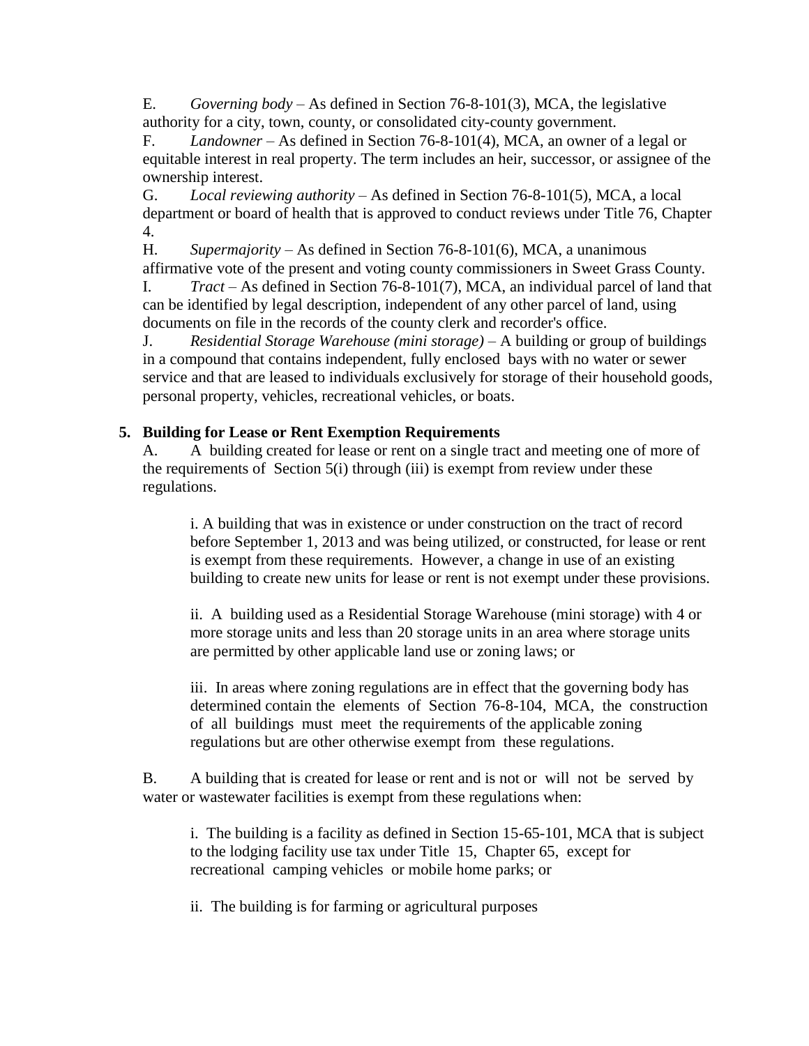E. *Governing body* – As defined in Section 76-8-101(3), MCA, the legislative authority for a city, town, county, or consolidated city-county government.

F. *Landowner* – As defined in Section 76-8-101(4), MCA, an owner of a legal or equitable interest in real property. The term includes an heir, successor, or assignee of the ownership interest.

G. *Local reviewing authority* – As defined in Section 76-8-101(5), MCA, a local department or board of health that is approved to conduct reviews under Title 76, Chapter 4.

H. *Supermajority* – As defined in Section 76-8-101(6), MCA, a unanimous affirmative vote of the present and voting county commissioners in Sweet Grass County.

I. *Tract* – As defined in Section 76-8-101(7), MCA, an individual parcel of land that can be identified by legal description, independent of any other parcel of land, using documents on file in the records of the county clerk and recorder's office.

J. *Residential Storage Warehouse (mini storage)* – A building or group of buildings in a compound that contains independent, fully enclosed bays with no water or sewer service and that are leased to individuals exclusively for storage of their household goods, personal property, vehicles, recreational vehicles, or boats.

## 5. Building for Lease or Rent Exemption Requirements

A. A building created for lease or rent on a single tract and meeting one of more of the requirements of Section 5(i) through (iii) is exempt from review under these regulations.

> i. A building that was in existence or under construction on the tract of record before September 1, 2013 and was being utilized, or constructed, for lease or rent is exempt from these requirements. However, a change in use of an existing building to create new units for lease or rent is not exempt under these provisions.
>
> ii. A building used as a Residential Storage Warehouse (mini storage) with 4 or more storage units and less than 20 storage units in an area where storage units are permitted by other applicable land use or zoning laws; or
>
> iii. In areas where zoning regulations are in effect that the governing body has determined contain the elements of Section 76-8-104, MCA, the construction of all buildings must meet the requirements of the applicable zoning regulations but are other otherwise exempt from these regulations.

B. A building that is created for lease or rent and is not or will not be served by water or wastewater facilities is exempt from these regulations when:

> i. The building is a facility as defined in Section 15-65-101, MCA that is subject to the lodging facility use tax under Title 15, Chapter 65, except for recreational camping vehicles or mobile home parks; or
>
> ii. The building is for farming or agricultural purposes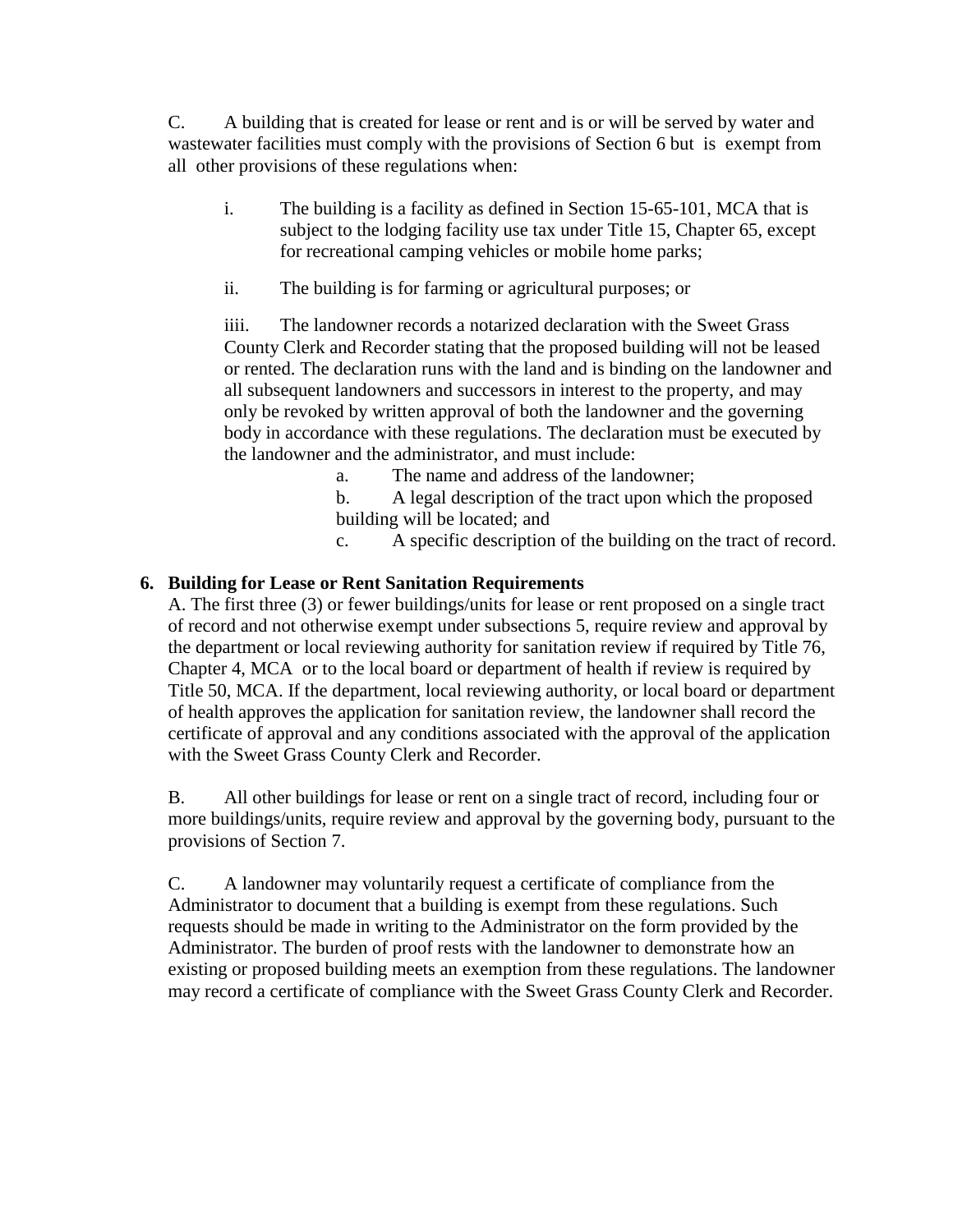C. A building that is created for lease or rent and is or will be served by water and wastewater facilities must comply with the provisions of Section 6 but is exempt from all other provisions of these regulations when:

i. The building is a facility as defined in Section 15-65-101, MCA that is subject to the lodging facility use tax under Title 15, Chapter 65, except for recreational camping vehicles or mobile home parks;

ii. The building is for farming or agricultural purposes; or

iiii. The landowner records a notarized declaration with the Sweet Grass County Clerk and Recorder stating that the proposed building will not be leased or rented. The declaration runs with the land and is binding on the landowner and all subsequent landowners and successors in interest to the property, and may only be revoked by written approval of both the landowner and the governing body in accordance with these regulations. The declaration must be executed by the landowner and the administrator, and must include:

a. The name and address of the landowner;

b. A legal description of the tract upon which the proposed building will be located; and

c. A specific description of the building on the tract of record.

**6. Building for Lease or Rent Sanitation Requirements**

A. The first three (3) or fewer buildings/units for lease or rent proposed on a single tract of record and not otherwise exempt under subsections 5, require review and approval by the department or local reviewing authority for sanitation review if required by Title 76, Chapter 4, MCA or to the local board or department of health if review is required by Title 50, MCA. If the department, local reviewing authority, or local board or department of health approves the application for sanitation review, the landowner shall record the certificate of approval and any conditions associated with the approval of the application with the Sweet Grass County Clerk and Recorder.

B. All other buildings for lease or rent on a single tract of record, including four or more buildings/units, require review and approval by the governing body, pursuant to the provisions of Section 7.

C. A landowner may voluntarily request a certificate of compliance from the Administrator to document that a building is exempt from these regulations. Such requests should be made in writing to the Administrator on the form provided by the Administrator. The burden of proof rests with the landowner to demonstrate how an existing or proposed building meets an exemption from these regulations. The landowner may record a certificate of compliance with the Sweet Grass County Clerk and Recorder.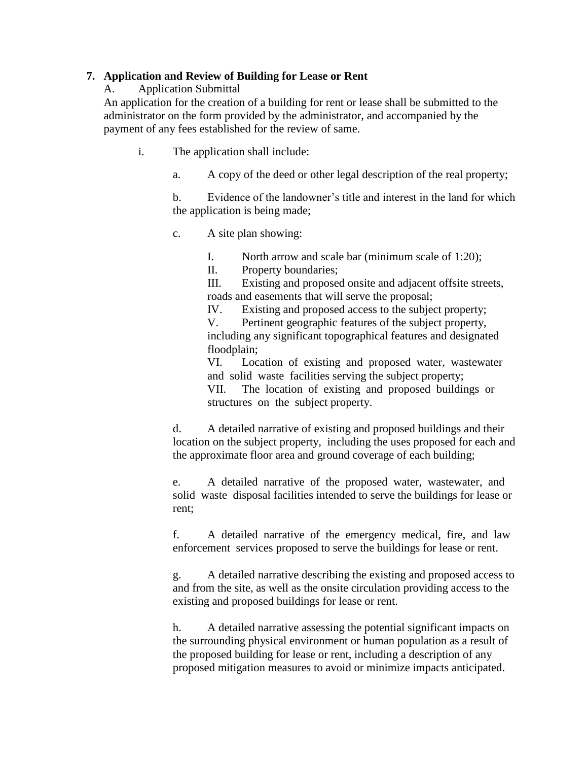**7. Application and Review of Building for Lease or Rent**

A. Application Submittal

An application for the creation of a building for rent or lease shall be submitted to the administrator on the form provided by the administrator, and accompanied by the payment of any fees established for the review of same.

i. The application shall include:

a. A copy of the deed or other legal description of the real property;

b. Evidence of the landowner's title and interest in the land for which the application is being made;

c. A site plan showing:

I. North arrow and scale bar (minimum scale of 1:20);

II. Property boundaries;

III. Existing and proposed onsite and adjacent offsite streets, roads and easements that will serve the proposal;

IV. Existing and proposed access to the subject property;

V. Pertinent geographic features of the subject property, including any significant topographical features and designated floodplain;

VI. Location of existing and proposed water, wastewater and solid waste facilities serving the subject property;

VII. The location of existing and proposed buildings or structures on the subject property.

d. A detailed narrative of existing and proposed buildings and their location on the subject property, including the uses proposed for each and the approximate floor area and ground coverage of each building;

e. A detailed narrative of the proposed water, wastewater, and solid waste disposal facilities intended to serve the buildings for lease or rent;

f. A detailed narrative of the emergency medical, fire, and law enforcement services proposed to serve the buildings for lease or rent.

g. A detailed narrative describing the existing and proposed access to and from the site, as well as the onsite circulation providing access to the existing and proposed buildings for lease or rent.

h. A detailed narrative assessing the potential significant impacts on the surrounding physical environment or human population as a result of the proposed building for lease or rent, including a description of any proposed mitigation measures to avoid or minimize impacts anticipated.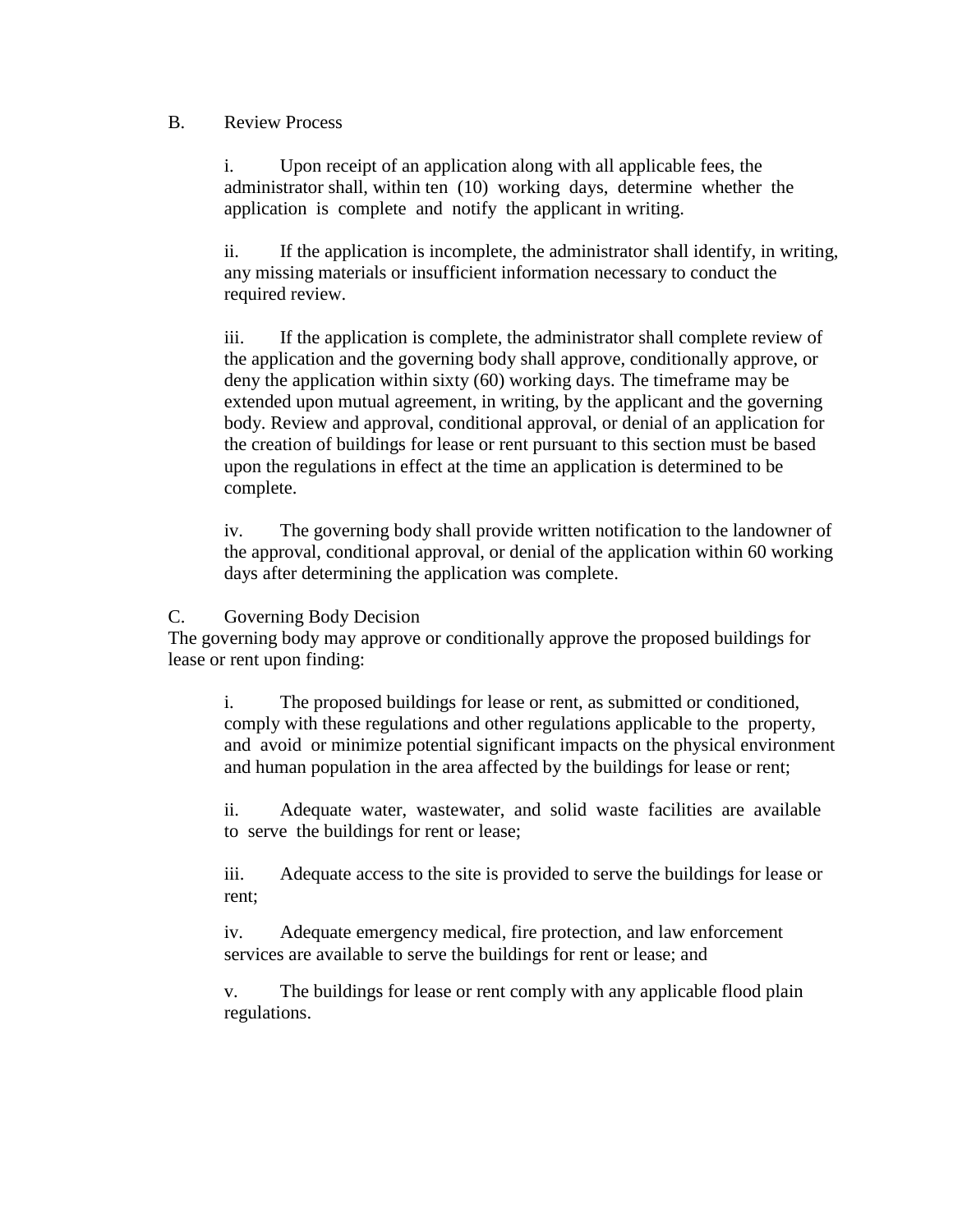B. Review Process

i. Upon receipt of an application along with all applicable fees, the administrator shall, within ten (10) working days, determine whether the application is complete and notify the applicant in writing.

ii. If the application is incomplete, the administrator shall identify, in writing, any missing materials or insufficient information necessary to conduct the required review.

iii. If the application is complete, the administrator shall complete review of the application and the governing body shall approve, conditionally approve, or deny the application within sixty (60) working days. The timeframe may be extended upon mutual agreement, in writing, by the applicant and the governing body. Review and approval, conditional approval, or denial of an application for the creation of buildings for lease or rent pursuant to this section must be based upon the regulations in effect at the time an application is determined to be complete.

iv. The governing body shall provide written notification to the landowner of the approval, conditional approval, or denial of the application within 60 working days after determining the application was complete.

C. Governing Body Decision

The governing body may approve or conditionally approve the proposed buildings for lease or rent upon finding:

i. The proposed buildings for lease or rent, as submitted or conditioned, comply with these regulations and other regulations applicable to the property, and avoid or minimize potential significant impacts on the physical environment and human population in the area affected by the buildings for lease or rent;

ii. Adequate water, wastewater, and solid waste facilities are available to serve the buildings for rent or lease;

iii. Adequate access to the site is provided to serve the buildings for lease or rent;

iv. Adequate emergency medical, fire protection, and law enforcement services are available to serve the buildings for rent or lease; and

v. The buildings for lease or rent comply with any applicable flood plain regulations.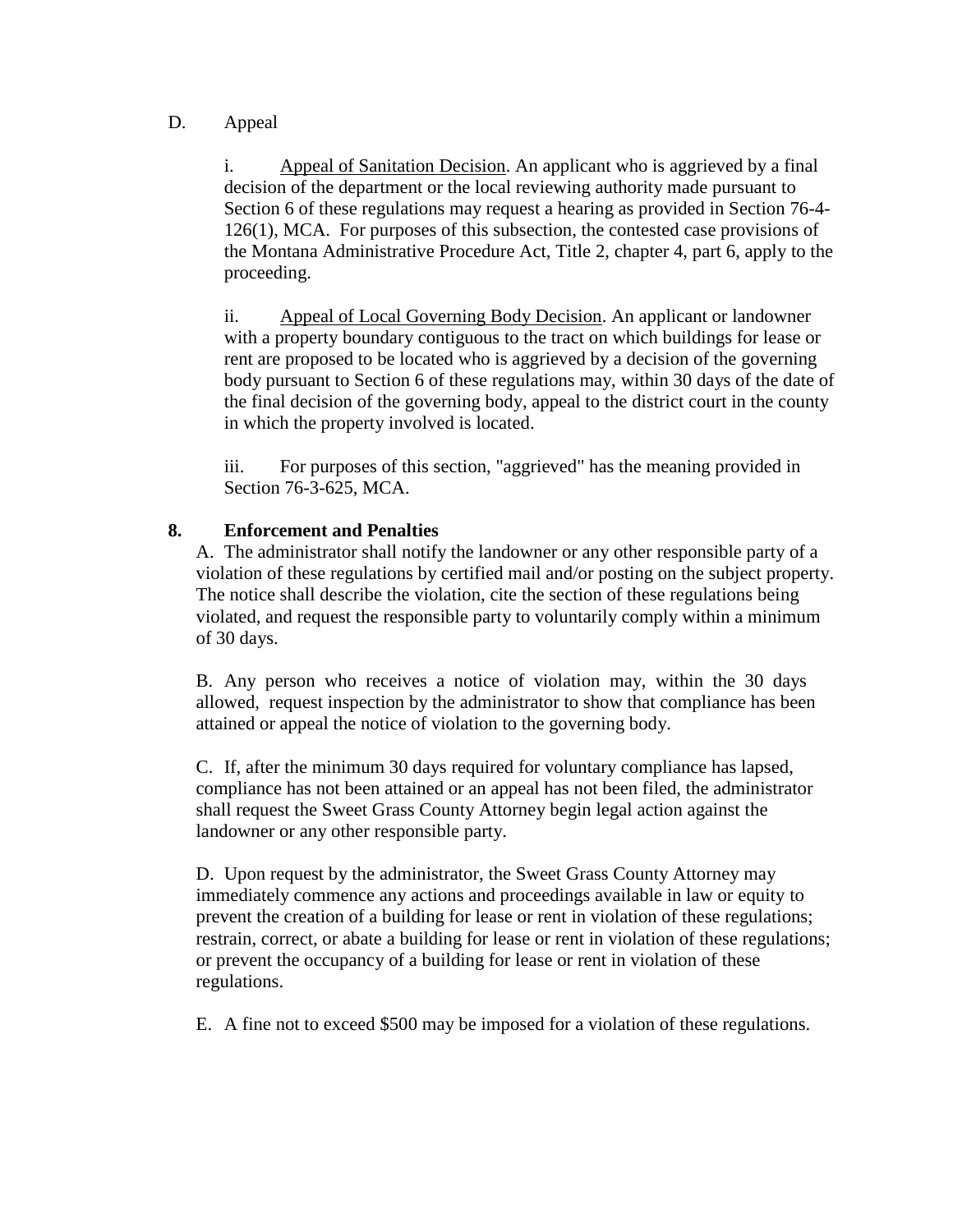D. Appeal

i. Appeal of Sanitation Decision. An applicant who is aggrieved by a final decision of the department or the local reviewing authority made pursuant to Section 6 of these regulations may request a hearing as provided in Section 76-4-126(1), MCA. For purposes of this subsection, the contested case provisions of the Montana Administrative Procedure Act, Title 2, chapter 4, part 6, apply to the proceeding.

ii. Appeal of Local Governing Body Decision. An applicant or landowner with a property boundary contiguous to the tract on which buildings for lease or rent are proposed to be located who is aggrieved by a decision of the governing body pursuant to Section 6 of these regulations may, within 30 days of the date of the final decision of the governing body, appeal to the district court in the county in which the property involved is located.

iii. For purposes of this section, "aggrieved" has the meaning provided in Section 76-3-625, MCA.

**8. Enforcement and Penalties**

A. The administrator shall notify the landowner or any other responsible party of a violation of these regulations by certified mail and/or posting on the subject property. The notice shall describe the violation, cite the section of these regulations being violated, and request the responsible party to voluntarily comply within a minimum of 30 days.

B. Any person who receives a notice of violation may, within the 30 days allowed, request inspection by the administrator to show that compliance has been attained or appeal the notice of violation to the governing body.

C. If, after the minimum 30 days required for voluntary compliance has lapsed, compliance has not been attained or an appeal has not been filed, the administrator shall request the Sweet Grass County Attorney begin legal action against the landowner or any other responsible party.

D. Upon request by the administrator, the Sweet Grass County Attorney may immediately commence any actions and proceedings available in law or equity to prevent the creation of a building for lease or rent in violation of these regulations; restrain, correct, or abate a building for lease or rent in violation of these regulations; or prevent the occupancy of a building for lease or rent in violation of these regulations.

E. A fine not to exceed $500 may be imposed for a violation of these regulations.